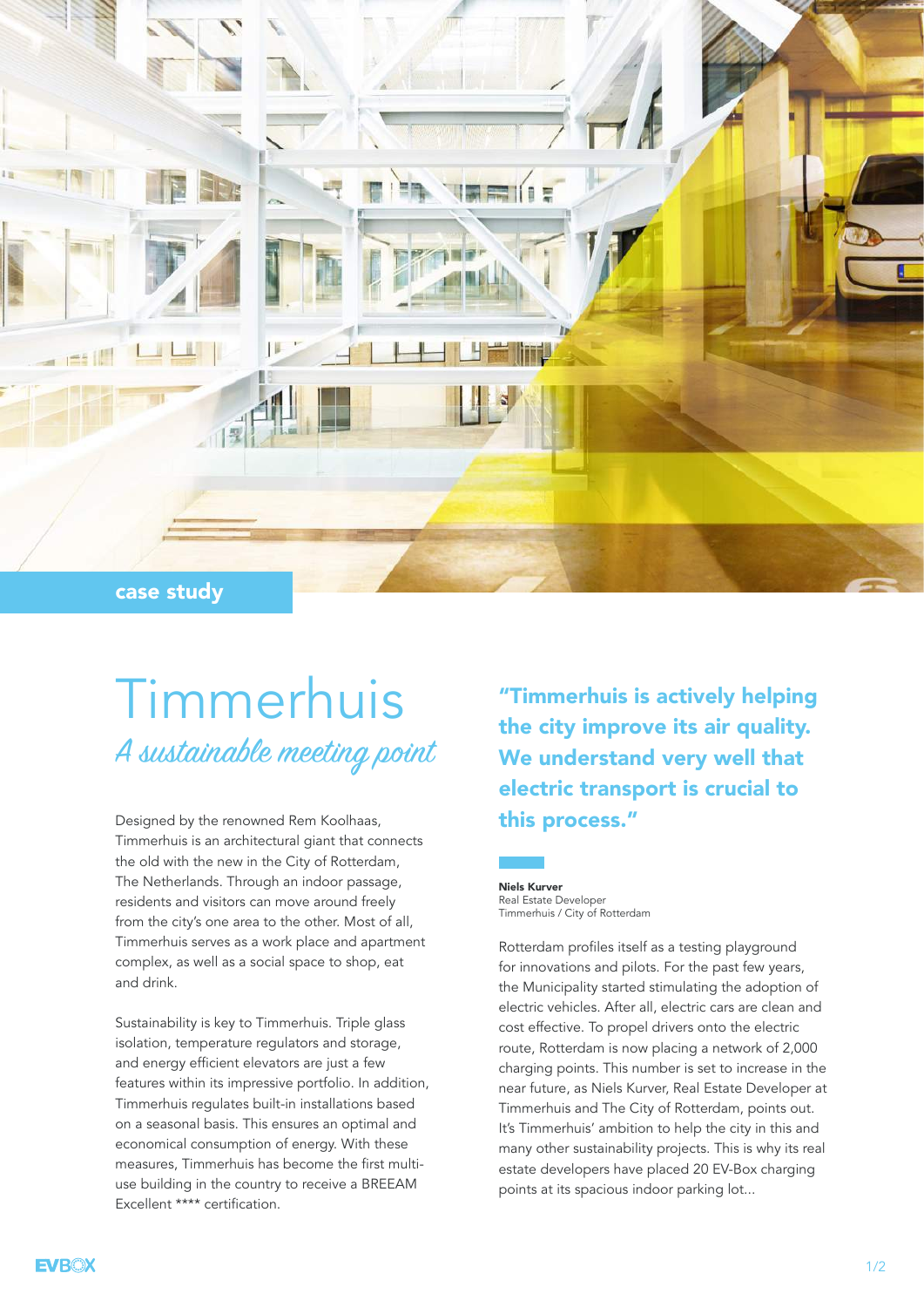case study

# Timmerhuis

## *A sustainable meeting point*

Designed by the renowned Rem Koolhaas, Timmerhuis is an architectural giant that connects the old with the new in the City of Rotterdam, The Netherlands. Through an indoor passage, residents and visitors can move around freely from the city's one area to the other. Most of all, Timmerhuis serves as a work place and apartment complex, as well as a social space to shop, eat and drink.

Sustainability is key to Timmerhuis. Triple glass isolation, temperature regulators and storage, and energy efficient elevators are just a few features within its impressive portfolio. In addition, Timmerhuis regulates built-in installations based on a seasonal basis. This ensures an optimal and economical consumption of energy. With these measures, Timmerhuis has become the first multi-use building in the country to receive a BREEAM Excellent **** certification.

**"Timmerhuis is actively helping the city improve its air quality. We understand very well that electric transport is crucial to this process."**

**Niels Kurver**
Real Estate Developer
Timmerhuis / City of Rotterdam

Rotterdam profiles itself as a testing playground for innovations and pilots. For the past few years, the Municipality started stimulating the adoption of electric vehicles. After all, electric cars are clean and cost effective. To propel drivers onto the electric route, Rotterdam is now placing a network of 2,000 charging points. This number is set to increase in the near future, as Niels Kurver, Real Estate Developer at Timmerhuis and The City of Rotterdam, points out. It's Timmerhuis' ambition to help the city in this and many other sustainability projects. This is why its real estate developers have placed 20 EV-Box charging points at its spacious indoor parking lot...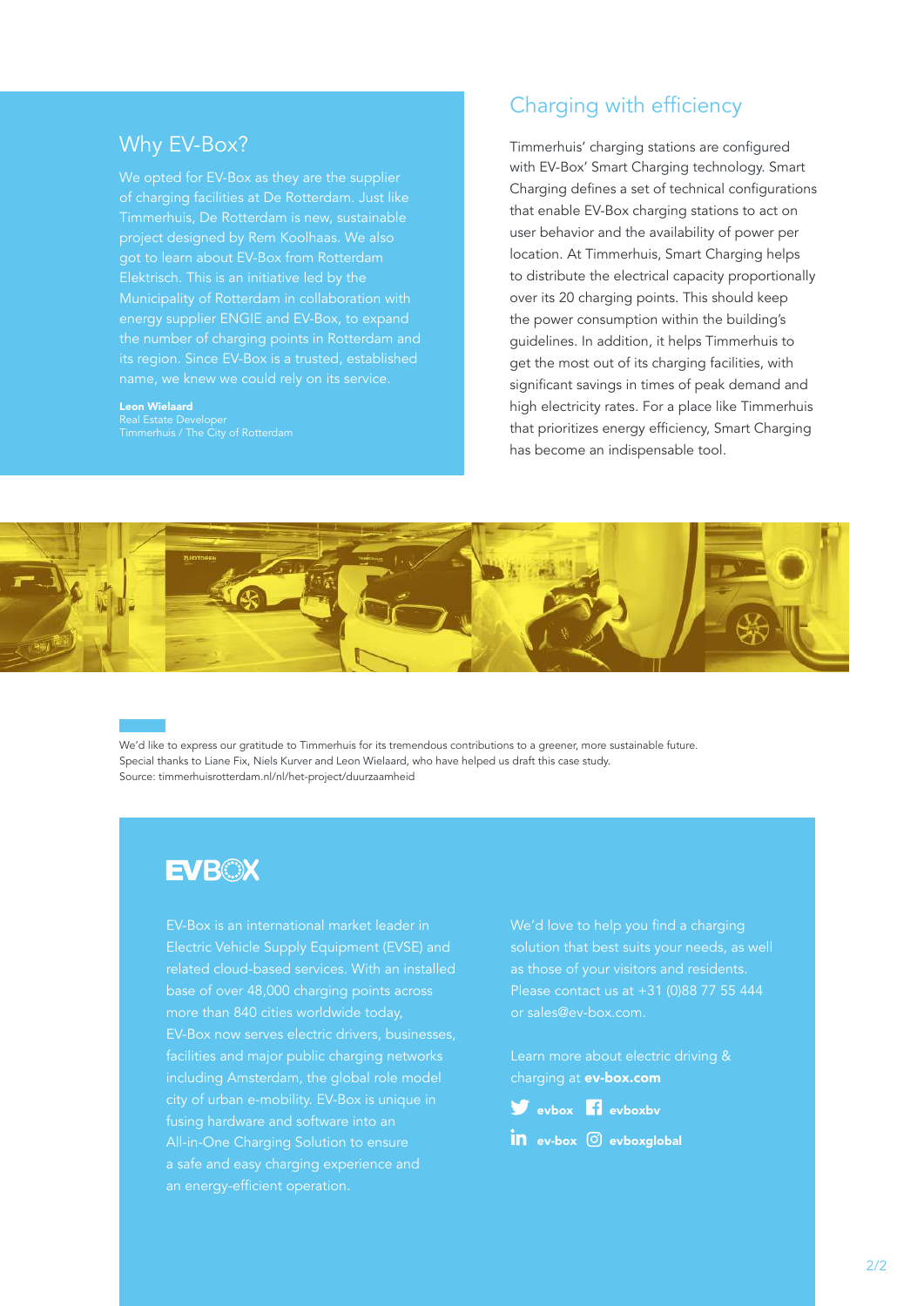## Why EV-Box?

We opted for EV-Box as they are the supplier of charging facilities at De Rotterdam. Just like Timmerhuis, De Rotterdam is new, sustainable project designed by Rem Koolhaas. We also got to learn about EV-Box from Rotterdam Elektrisch. This is an initiative led by the Municipality of Rotterdam in collaboration with energy supplier ENGIE and EV-Box, to expand the number of charging points in Rotterdam and its region. Since EV-Box is a trusted, established name, we knew we could rely on its service.

**Leon Wielaard**
Real Estate Developer
Timmerhuis / The City of Rotterdam

## Charging with efficiency

Timmerhuis' charging stations are configured with EV-Box' Smart Charging technology. Smart Charging defines a set of technical configurations that enable EV-Box charging stations to act on user behavior and the availability of power per location. At Timmerhuis, Smart Charging helps to distribute the electrical capacity proportionally over its 20 charging points. This should keep the power consumption within the building's guidelines. In addition, it helps Timmerhuis to get the most out of its charging facilities, with significant savings in times of peak demand and high electricity rates. For a place like Timmerhuis that prioritizes energy efficiency, Smart Charging has become an indispensable tool.

We'd like to express our gratitude to Timmerhuis for its tremendous contributions to a greener, more sustainable future.
Special thanks to Liane Fix, Niels Kurver and Leon Wielaard, who have helped us draft this case study.
Source: timmerhuisrotterdam.nl/nl/het-project/duurzaamheid

**EVBOX**

EV-Box is an international market leader in Electric Vehicle Supply Equipment (EVSE) and related cloud-based services. With an installed base of over 48,000 charging points across more than 840 cities worldwide today, EV-Box now serves electric drivers, businesses, facilities and major public charging networks including Amsterdam, the global role model city of urban e-mobility. EV-Box is unique in fusing hardware and software into an All-in-One Charging Solution to ensure a safe and easy charging experience and an energy-efficient operation.

We'd love to help you find a charging solution that best suits your needs, as well as those of your visitors and residents. Please contact us at +31 (0)88 77 55 444 or sales@ev-box.com.

Learn more about electric driving & charging at **ev-box.com**

**evbox** **evboxbv**

**ev-box** **evboxglobal**